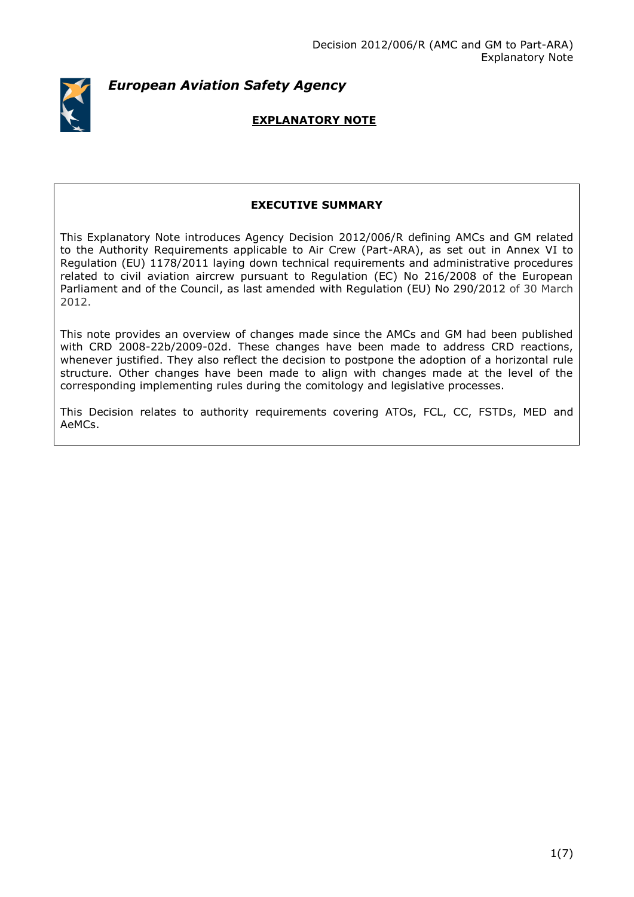*European Aviation Safety Agency*

**EXPLANATORY NOTE**

**EXECUTIVE SUMMARY**

This Explanatory Note introduces Agency Decision 2012/006/R defining AMCs and GM related to the Authority Requirements applicable to Air Crew (Part-ARA), as set out in Annex VI to Regulation (EU) 1178/2011 laying down technical requirements and administrative procedures related to civil aviation aircrew pursuant to Regulation (EC) No 216/2008 of the European Parliament and of the Council, as last amended with Regulation (EU) No 290/2012 of 30 March 2012.

This note provides an overview of changes made since the AMCs and GM had been published with CRD 2008-22b/2009-02d. These changes have been made to address CRD reactions, whenever justified. They also reflect the decision to postpone the adoption of a horizontal rule structure. Other changes have been made to align with changes made at the level of the corresponding implementing rules during the comitology and legislative processes.

This Decision relates to authority requirements covering ATOs, FCL, CC, FSTDs, MED and AeMCs.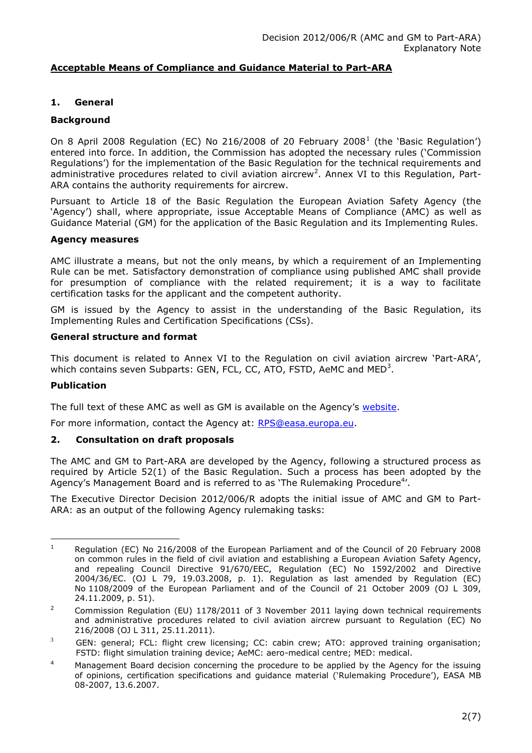## Acceptable Means of Compliance and Guidance Material to Part-ARA

### 1. General

**Background**

On 8 April 2008 Regulation (EC) No 216/2008 of 20 February 2008[1] (the 'Basic Regulation') entered into force. In addition, the Commission has adopted the necessary rules ('Commission Regulations') for the implementation of the Basic Regulation for the technical requirements and administrative procedures related to civil aviation aircrew[2]. Annex VI to this Regulation, Part-ARA contains the authority requirements for aircrew.

Pursuant to Article 18 of the Basic Regulation the European Aviation Safety Agency (the 'Agency') shall, where appropriate, issue Acceptable Means of Compliance (AMC) as well as Guidance Material (GM) for the application of the Basic Regulation and its Implementing Rules.

**Agency measures**

AMC illustrate a means, but not the only means, by which a requirement of an Implementing Rule can be met. Satisfactory demonstration of compliance using published AMC shall provide for presumption of compliance with the related requirement; it is a way to facilitate certification tasks for the applicant and the competent authority.

GM is issued by the Agency to assist in the understanding of the Basic Regulation, its Implementing Rules and Certification Specifications (CSs).

**General structure and format**

This document is related to Annex VI to the Regulation on civil aviation aircrew 'Part-ARA', which contains seven Subparts: GEN, FCL, CC, ATO, FSTD, AeMC and MED[3].

**Publication**

The full text of these AMC as well as GM is available on the Agency's website.

For more information, contact the Agency at: RPS@easa.europa.eu.

### 2. Consultation on draft proposals

The AMC and GM to Part-ARA are developed by the Agency, following a structured process as required by Article 52(1) of the Basic Regulation. Such a process has been adopted by the Agency's Management Board and is referred to as 'The Rulemaking Procedure[4]'.

The Executive Director Decision 2012/006/R adopts the initial issue of AMC and GM to Part-ARA: as an output of the following Agency rulemaking tasks:

---

[1] Regulation (EC) No 216/2008 of the European Parliament and of the Council of 20 February 2008 on common rules in the field of civil aviation and establishing a European Aviation Safety Agency, and repealing Council Directive 91/670/EEC, Regulation (EC) No 1592/2002 and Directive 2004/36/EC. (OJ L 79, 19.03.2008, p. 1). Regulation as last amended by Regulation (EC) No 1108/2009 of the European Parliament and of the Council of 21 October 2009 (OJ L 309, 24.11.2009, p. 51).

[2] Commission Regulation (EU) 1178/2011 of 3 November 2011 laying down technical requirements and administrative procedures related to civil aviation aircrew pursuant to Regulation (EC) No 216/2008 (OJ L 311, 25.11.2011).

[3] GEN: general; FCL: flight crew licensing; CC: cabin crew; ATO: approved training organisation; FSTD: flight simulation training device; AeMC: aero-medical centre; MED: medical.

[4] Management Board decision concerning the procedure to be applied by the Agency for the issuing of opinions, certification specifications and guidance material ('Rulemaking Procedure'), EASA MB 08-2007, 13.6.2007.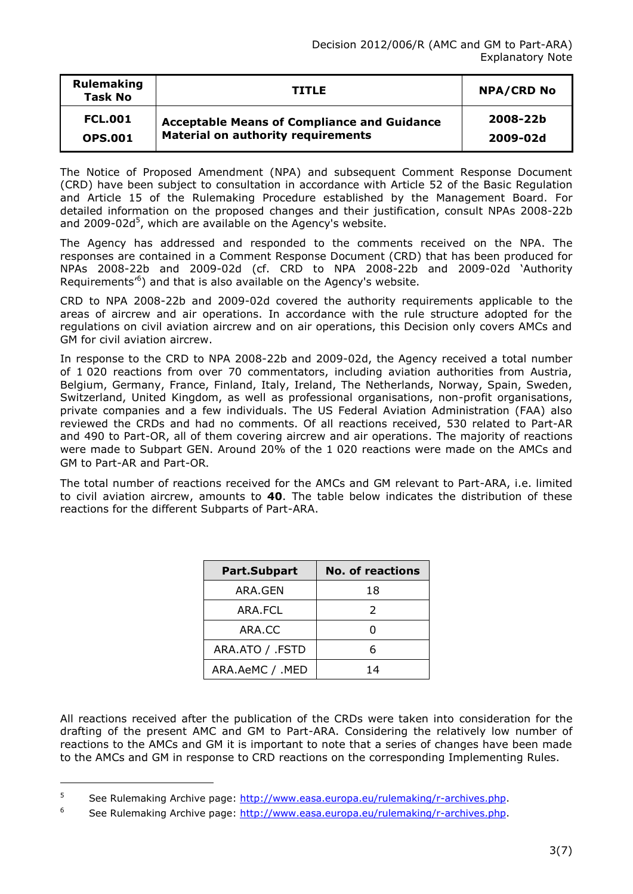| Rulemaking Task No | TITLE | NPA/CRD No |
|---|---|---|
| **FCL.001** **OPS.001** | **Acceptable Means of Compliance and Guidance Material on authority requirements** | **2008-22b** **2009-02d** |

The Notice of Proposed Amendment (NPA) and subsequent Comment Response Document (CRD) have been subject to consultation in accordance with Article 52 of the Basic Regulation and Article 15 of the Rulemaking Procedure established by the Management Board. For detailed information on the proposed changes and their justification, consult NPAs 2008-22b and 2009-02d[5], which are available on the Agency's website.

The Agency has addressed and responded to the comments received on the NPA. The responses are contained in a Comment Response Document (CRD) that has been produced for NPAs 2008-22b and 2009-02d (cf. CRD to NPA 2008-22b and 2009-02d 'Authority Requirements'[6]) and that is also available on the Agency's website.

CRD to NPA 2008-22b and 2009-02d covered the authority requirements applicable to the areas of aircrew and air operations. In accordance with the rule structure adopted for the regulations on civil aviation aircrew and on air operations, this Decision only covers AMCs and GM for civil aviation aircrew.

In response to the CRD to NPA 2008-22b and 2009-02d, the Agency received a total number of 1 020 reactions from over 70 commentators, including aviation authorities from Austria, Belgium, Germany, France, Finland, Italy, Ireland, The Netherlands, Norway, Spain, Sweden, Switzerland, United Kingdom, as well as professional organisations, non-profit organisations, private companies and a few individuals. The US Federal Aviation Administration (FAA) also reviewed the CRDs and had no comments. Of all reactions received, 530 related to Part-AR and 490 to Part-OR, all of them covering aircrew and air operations. The majority of reactions were made to Subpart GEN. Around 20% of the 1 020 reactions were made on the AMCs and GM to Part-AR and Part-OR.

The total number of reactions received for the AMCs and GM relevant to Part-ARA, i.e. limited to civil aviation aircrew, amounts to **40**. The table below indicates the distribution of these reactions for the different Subparts of Part-ARA.

| Part.Subpart | No. of reactions |
|---|---|
| ARA.GEN | 18 |
| ARA.FCL | 2 |
| ARA.CC | 0 |
| ARA.ATO / .FSTD | 6 |
| ARA.AeMC / .MED | 14 |

All reactions received after the publication of the CRDs were taken into consideration for the drafting of the present AMC and GM to Part-ARA. Considering the relatively low number of reactions to the AMCs and GM it is important to note that a series of changes have been made to the AMCs and GM in response to CRD reactions on the corresponding Implementing Rules.

[5] See Rulemaking Archive page: http://www.easa.europa.eu/rulemaking/r-archives.php.

[6] See Rulemaking Archive page: http://www.easa.europa.eu/rulemaking/r-archives.php.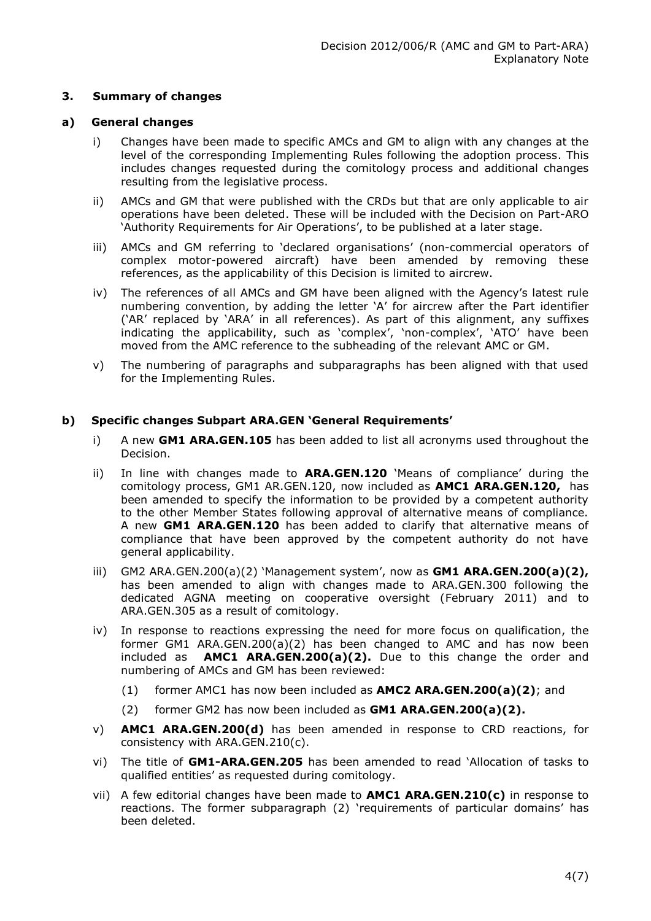### 3. Summary of changes

#### a) General changes

i) Changes have been made to specific AMCs and GM to align with any changes at the level of the corresponding Implementing Rules following the adoption process. This includes changes requested during the comitology process and additional changes resulting from the legislative process.

ii) AMCs and GM that were published with the CRDs but that are only applicable to air operations have been deleted. These will be included with the Decision on Part-ARO 'Authority Requirements for Air Operations', to be published at a later stage.

iii) AMCs and GM referring to 'declared organisations' (non-commercial operators of complex motor-powered aircraft) have been amended by removing these references, as the applicability of this Decision is limited to aircrew.

iv) The references of all AMCs and GM have been aligned with the Agency's latest rule numbering convention, by adding the letter 'A' for aircrew after the Part identifier ('AR' replaced by 'ARA' in all references). As part of this alignment, any suffixes indicating the applicability, such as 'complex', 'non-complex', 'ATO' have been moved from the AMC reference to the subheading of the relevant AMC or GM.

v) The numbering of paragraphs and subparagraphs has been aligned with that used for the Implementing Rules.

#### b) Specific changes Subpart ARA.GEN 'General Requirements'

i) A new **GM1 ARA.GEN.105** has been added to list all acronyms used throughout the Decision.

ii) In line with changes made to **ARA.GEN.120** 'Means of compliance' during the comitology process, GM1 AR.GEN.120, now included as **AMC1 ARA.GEN.120,** has been amended to specify the information to be provided by a competent authority to the other Member States following approval of alternative means of compliance. A new **GM1 ARA.GEN.120** has been added to clarify that alternative means of compliance that have been approved by the competent authority do not have general applicability.

iii) GM2 ARA.GEN.200(a)(2) 'Management system', now as **GM1 ARA.GEN.200(a)(2),** has been amended to align with changes made to ARA.GEN.300 following the dedicated AGNA meeting on cooperative oversight (February 2011) and to ARA.GEN.305 as a result of comitology.

iv) In response to reactions expressing the need for more focus on qualification, the former GM1 ARA.GEN.200(a)(2) has been changed to AMC and has now been included as **AMC1 ARA.GEN.200(a)(2).** Due to this change the order and numbering of AMCs and GM has been reviewed:

   (1) former AMC1 has now been included as **AMC2 ARA.GEN.200(a)(2)**; and

   (2) former GM2 has now been included as **GM1 ARA.GEN.200(a)(2).**

v) **AMC1 ARA.GEN.200(d)** has been amended in response to CRD reactions, for consistency with ARA.GEN.210(c).

vi) The title of **GM1-ARA.GEN.205** has been amended to read 'Allocation of tasks to qualified entities' as requested during comitology.

vii) A few editorial changes have been made to **AMC1 ARA.GEN.210(c)** in response to reactions. The former subparagraph (2) 'requirements of particular domains' has been deleted.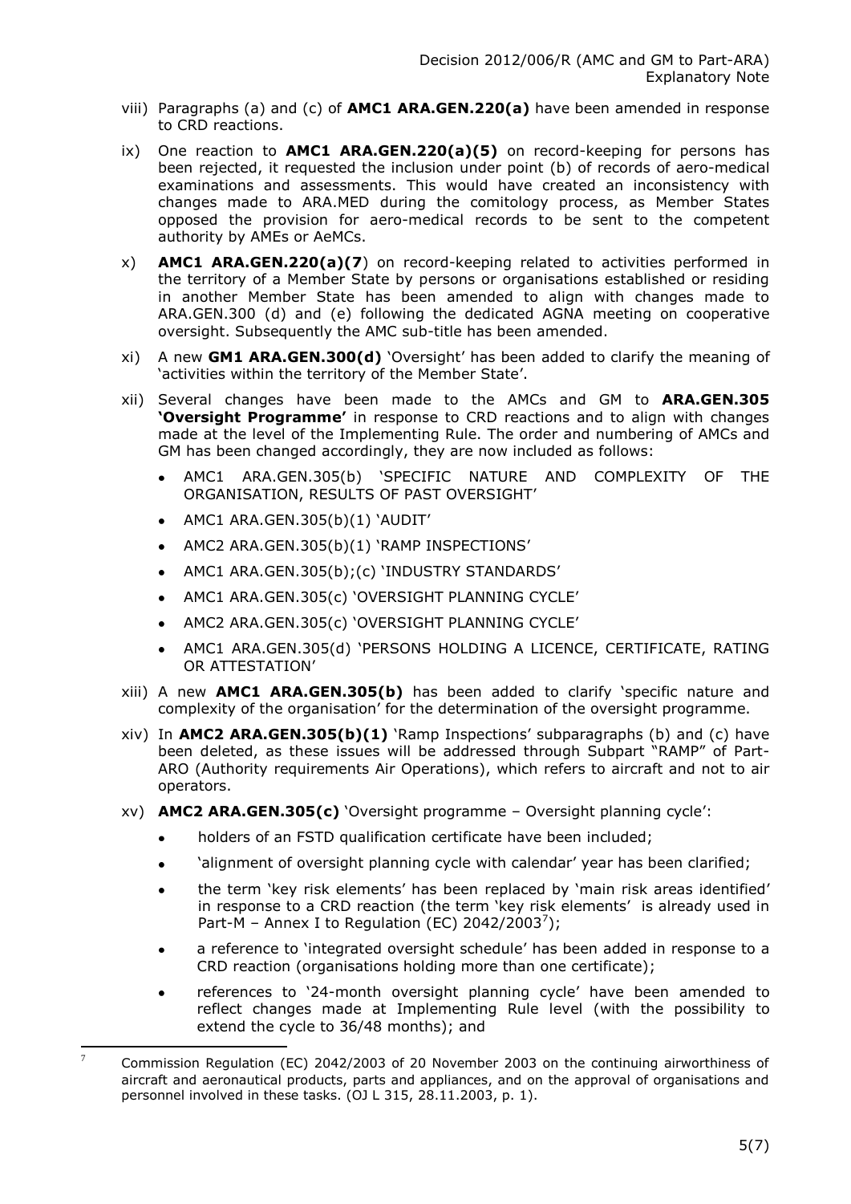viii) Paragraphs (a) and (c) of **AMC1 ARA.GEN.220(a)** have been amended in response to CRD reactions.

ix) One reaction to **AMC1 ARA.GEN.220(a)(5)** on record-keeping for persons has been rejected, it requested the inclusion under point (b) of records of aero-medical examinations and assessments. This would have created an inconsistency with changes made to ARA.MED during the comitology process, as Member States opposed the provision for aero-medical records to be sent to the competent authority by AMEs or AeMCs.

x) **AMC1 ARA.GEN.220(a)(7**) on record-keeping related to activities performed in the territory of a Member State by persons or organisations established or residing in another Member State has been amended to align with changes made to ARA.GEN.300 (d) and (e) following the dedicated AGNA meeting on cooperative oversight. Subsequently the AMC sub-title has been amended.

xi) A new **GM1 ARA.GEN.300(d)** 'Oversight' has been added to clarify the meaning of 'activities within the territory of the Member State'.

xii) Several changes have been made to the AMCs and GM to **ARA.GEN.305 'Oversight Programme'** in response to CRD reactions and to align with changes made at the level of the Implementing Rule. The order and numbering of AMCs and GM has been changed accordingly, they are now included as follows:

- AMC1 ARA.GEN.305(b) 'SPECIFIC NATURE AND COMPLEXITY OF THE ORGANISATION, RESULTS OF PAST OVERSIGHT'
- AMC1 ARA.GEN.305(b)(1) 'AUDIT'
- AMC2 ARA.GEN.305(b)(1) 'RAMP INSPECTIONS'
- AMC1 ARA.GEN.305(b);(c) 'INDUSTRY STANDARDS'
- AMC1 ARA.GEN.305(c) 'OVERSIGHT PLANNING CYCLE'
- AMC2 ARA.GEN.305(c) 'OVERSIGHT PLANNING CYCLE'
- AMC1 ARA.GEN.305(d) 'PERSONS HOLDING A LICENCE, CERTIFICATE, RATING OR ATTESTATION'

xiii) A new **AMC1 ARA.GEN.305(b)** has been added to clarify 'specific nature and complexity of the organisation' for the determination of the oversight programme.

xiv) In **AMC2 ARA.GEN.305(b)(1)** 'Ramp Inspections' subparagraphs (b) and (c) have been deleted, as these issues will be addressed through Subpart "RAMP" of Part-ARO (Authority requirements Air Operations), which refers to aircraft and not to air operators.

xv) **AMC2 ARA.GEN.305(c)** 'Oversight programme – Oversight planning cycle':

- holders of an FSTD qualification certificate have been included;
- 'alignment of oversight planning cycle with calendar' year has been clarified;
- the term 'key risk elements' has been replaced by 'main risk areas identified' in response to a CRD reaction (the term 'key risk elements' is already used in Part-M – Annex I to Regulation (EC) 2042/2003[7]);
- a reference to 'integrated oversight schedule' has been added in response to a CRD reaction (organisations holding more than one certificate);
- references to '24-month oversight planning cycle' have been amended to reflect changes made at Implementing Rule level (with the possibility to extend the cycle to 36/48 months); and

[7] Commission Regulation (EC) 2042/2003 of 20 November 2003 on the continuing airworthiness of aircraft and aeronautical products, parts and appliances, and on the approval of organisations and personnel involved in these tasks. (OJ L 315, 28.11.2003, p. 1).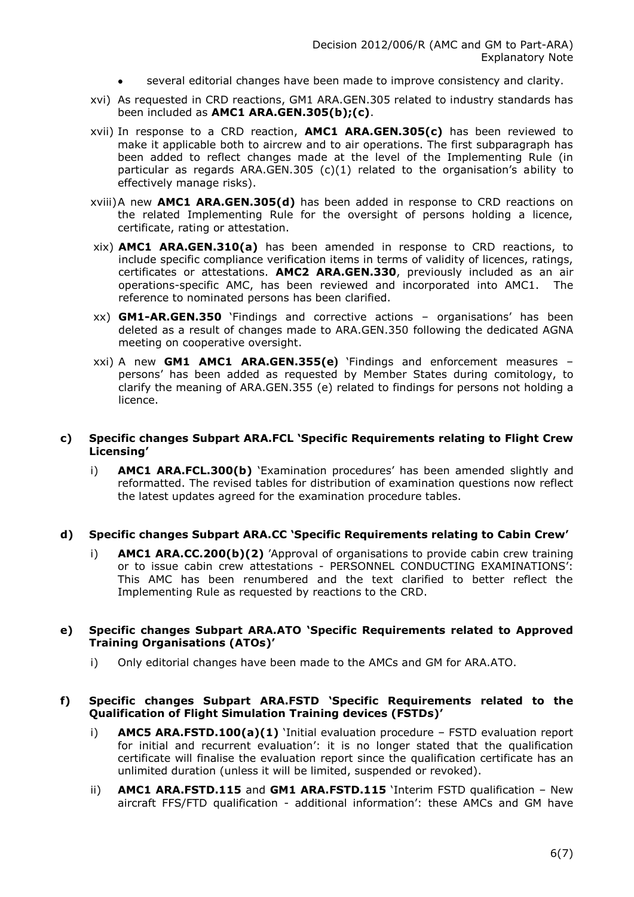- several editorial changes have been made to improve consistency and clarity.

xvi) As requested in CRD reactions, GM1 ARA.GEN.305 related to industry standards has been included as **AMC1 ARA.GEN.305(b);(c)**.

xvii) In response to a CRD reaction, **AMC1 ARA.GEN.305(c)** has been reviewed to make it applicable both to aircrew and to air operations. The first subparagraph has been added to reflect changes made at the level of the Implementing Rule (in particular as regards ARA.GEN.305 (c)(1) related to the organisation's ability to effectively manage risks).

xviii) A new **AMC1 ARA.GEN.305(d)** has been added in response to CRD reactions on the related Implementing Rule for the oversight of persons holding a licence, certificate, rating or attestation.

xix) **AMC1 ARA.GEN.310(a)** has been amended in response to CRD reactions, to include specific compliance verification items in terms of validity of licences, ratings, certificates or attestations. **AMC2 ARA.GEN.330**, previously included as an air operations-specific AMC, has been reviewed and incorporated into AMC1. The reference to nominated persons has been clarified.

xx) **GM1-AR.GEN.350** 'Findings and corrective actions – organisations' has been deleted as a result of changes made to ARA.GEN.350 following the dedicated AGNA meeting on cooperative oversight.

xxi) A new **GM1 AMC1 ARA.GEN.355(e)** 'Findings and enforcement measures – persons' has been added as requested by Member States during comitology, to clarify the meaning of ARA.GEN.355 (e) related to findings for persons not holding a licence.

**c) Specific changes Subpart ARA.FCL 'Specific Requirements relating to Flight Crew Licensing'**

i) **AMC1 ARA.FCL.300(b)** 'Examination procedures' has been amended slightly and reformatted. The revised tables for distribution of examination questions now reflect the latest updates agreed for the examination procedure tables.

**d) Specific changes Subpart ARA.CC 'Specific Requirements relating to Cabin Crew'**

i) **AMC1 ARA.CC.200(b)(2)** 'Approval of organisations to provide cabin crew training or to issue cabin crew attestations - PERSONNEL CONDUCTING EXAMINATIONS': This AMC has been renumbered and the text clarified to better reflect the Implementing Rule as requested by reactions to the CRD.

**e) Specific changes Subpart ARA.ATO 'Specific Requirements related to Approved Training Organisations (ATOs)'**

i) Only editorial changes have been made to the AMCs and GM for ARA.ATO.

**f) Specific changes Subpart ARA.FSTD 'Specific Requirements related to the Qualification of Flight Simulation Training devices (FSTDs)'**

i) **AMC5 ARA.FSTD.100(a)(1)** 'Initial evaluation procedure – FSTD evaluation report for initial and recurrent evaluation': it is no longer stated that the qualification certificate will finalise the evaluation report since the qualification certificate has an unlimited duration (unless it will be limited, suspended or revoked).

ii) **AMC1 ARA.FSTD.115** and **GM1 ARA.FSTD.115** 'Interim FSTD qualification – New aircraft FFS/FTD qualification - additional information': these AMCs and GM have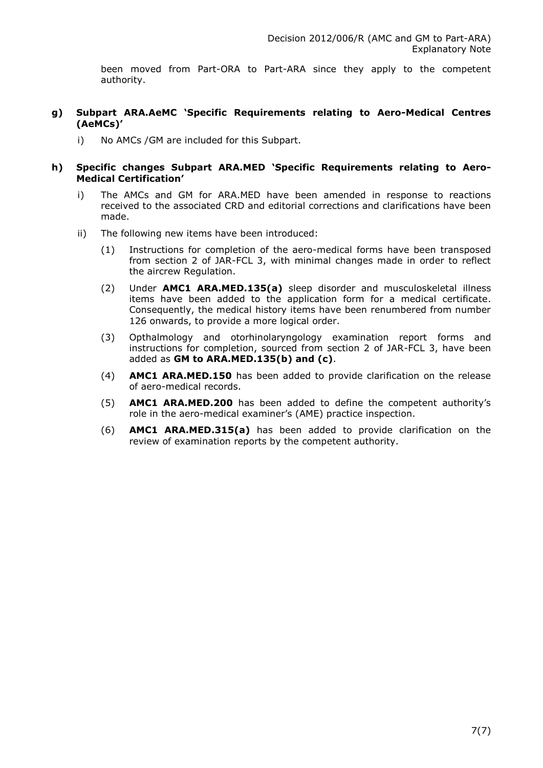been moved from Part-ORA to Part-ARA since they apply to the competent authority.

**g) Subpart ARA.AeMC 'Specific Requirements relating to Aero-Medical Centres (AeMCs)'**

i) No AMCs /GM are included for this Subpart.

**h) Specific changes Subpart ARA.MED 'Specific Requirements relating to Aero-Medical Certification'**

i) The AMCs and GM for ARA.MED have been amended in response to reactions received to the associated CRD and editorial corrections and clarifications have been made.

ii) The following new items have been introduced:

(1) Instructions for completion of the aero-medical forms have been transposed from section 2 of JAR-FCL 3, with minimal changes made in order to reflect the aircrew Regulation.

(2) Under **AMC1 ARA.MED.135(a)** sleep disorder and musculoskeletal illness items have been added to the application form for a medical certificate. Consequently, the medical history items have been renumbered from number 126 onwards, to provide a more logical order.

(3) Opthalmology and otorhinolaryngology examination report forms and instructions for completion, sourced from section 2 of JAR-FCL 3, have been added as **GM to ARA.MED.135(b) and (c)**.

(4) **AMC1 ARA.MED.150** has been added to provide clarification on the release of aero-medical records.

(5) **AMC1 ARA.MED.200** has been added to define the competent authority's role in the aero-medical examiner's (AME) practice inspection.

(6) **AMC1 ARA.MED.315(a)** has been added to provide clarification on the review of examination reports by the competent authority.